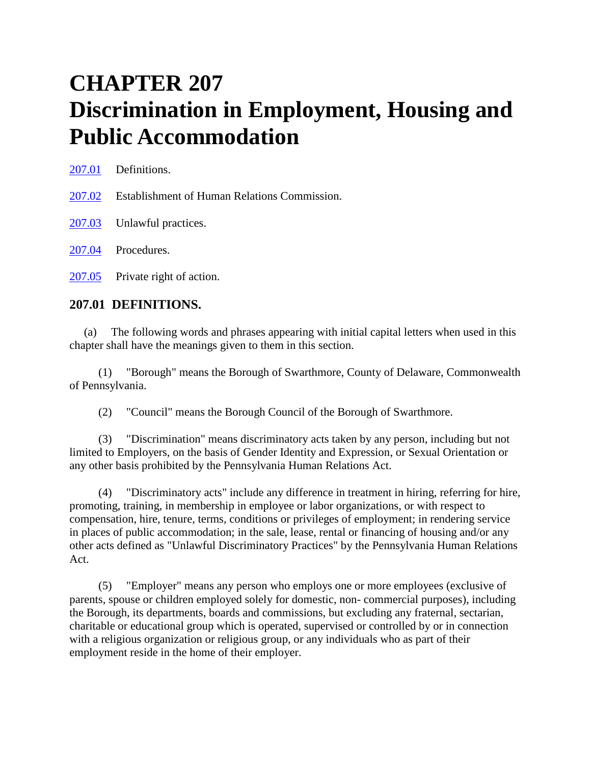# CHAPTER 207
# Discrimination in Employment, Housing and Public Accommodation

[207.01](#) Definitions.

[207.02](#) Establishment of Human Relations Commission.

[207.03](#) Unlawful practices.

[207.04](#) Procedures.

[207.05](#) Private right of action.

## 207.01 DEFINITIONS.

(a) The following words and phrases appearing with initial capital letters when used in this chapter shall have the meanings given to them in this section.

(1) "Borough" means the Borough of Swarthmore, County of Delaware, Commonwealth of Pennsylvania.

(2) "Council" means the Borough Council of the Borough of Swarthmore.

(3) "Discrimination" means discriminatory acts taken by any person, including but not limited to Employers, on the basis of Gender Identity and Expression, or Sexual Orientation or any other basis prohibited by the Pennsylvania Human Relations Act.

(4) "Discriminatory acts" include any difference in treatment in hiring, referring for hire, promoting, training, in membership in employee or labor organizations, or with respect to compensation, hire, tenure, terms, conditions or privileges of employment; in rendering service in places of public accommodation; in the sale, lease, rental or financing of housing and/or any other acts defined as "Unlawful Discriminatory Practices" by the Pennsylvania Human Relations Act.

(5) "Employer" means any person who employs one or more employees (exclusive of parents, spouse or children employed solely for domestic, non- commercial purposes), including the Borough, its departments, boards and commissions, but excluding any fraternal, sectarian, charitable or educational group which is operated, supervised or controlled by or in connection with a religious organization or religious group, or any individuals who as part of their employment reside in the home of their employer.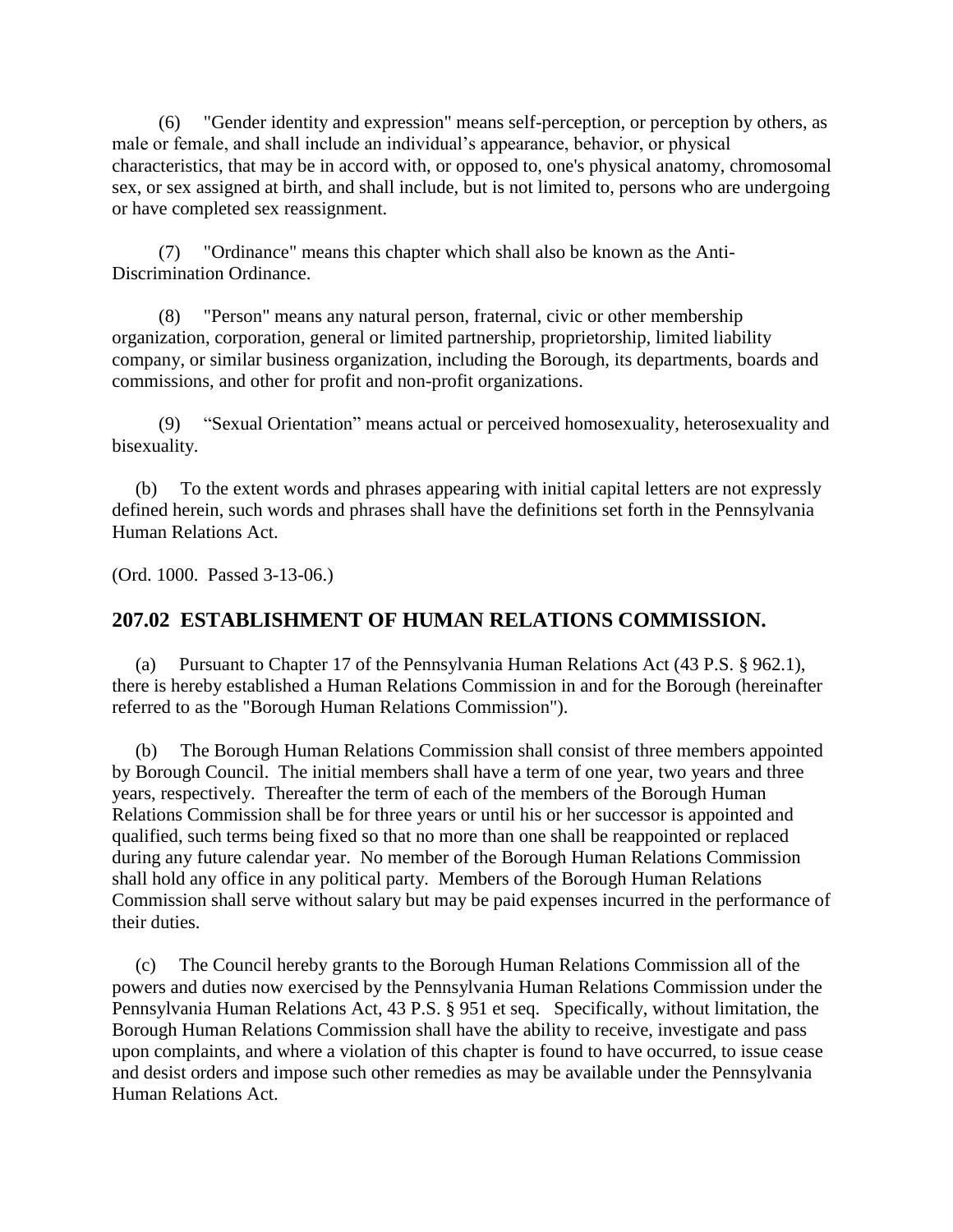(6) "Gender identity and expression" means self-perception, or perception by others, as male or female, and shall include an individual's appearance, behavior, or physical characteristics, that may be in accord with, or opposed to, one's physical anatomy, chromosomal sex, or sex assigned at birth, and shall include, but is not limited to, persons who are undergoing or have completed sex reassignment.

(7) "Ordinance" means this chapter which shall also be known as the Anti-Discrimination Ordinance.

(8) "Person" means any natural person, fraternal, civic or other membership organization, corporation, general or limited partnership, proprietorship, limited liability company, or similar business organization, including the Borough, its departments, boards and commissions, and other for profit and non-profit organizations.

(9) "Sexual Orientation" means actual or perceived homosexuality, heterosexuality and bisexuality.

(b) To the extent words and phrases appearing with initial capital letters are not expressly defined herein, such words and phrases shall have the definitions set forth in the Pennsylvania Human Relations Act.

(Ord. 1000. Passed 3-13-06.)

## 207.02 ESTABLISHMENT OF HUMAN RELATIONS COMMISSION.

(a) Pursuant to Chapter 17 of the Pennsylvania Human Relations Act (43 P.S. § 962.1), there is hereby established a Human Relations Commission in and for the Borough (hereinafter referred to as the "Borough Human Relations Commission").

(b) The Borough Human Relations Commission shall consist of three members appointed by Borough Council. The initial members shall have a term of one year, two years and three years, respectively. Thereafter the term of each of the members of the Borough Human Relations Commission shall be for three years or until his or her successor is appointed and qualified, such terms being fixed so that no more than one shall be reappointed or replaced during any future calendar year. No member of the Borough Human Relations Commission shall hold any office in any political party. Members of the Borough Human Relations Commission shall serve without salary but may be paid expenses incurred in the performance of their duties.

(c) The Council hereby grants to the Borough Human Relations Commission all of the powers and duties now exercised by the Pennsylvania Human Relations Commission under the Pennsylvania Human Relations Act, 43 P.S. § 951 et seq. Specifically, without limitation, the Borough Human Relations Commission shall have the ability to receive, investigate and pass upon complaints, and where a violation of this chapter is found to have occurred, to issue cease and desist orders and impose such other remedies as may be available under the Pennsylvania Human Relations Act.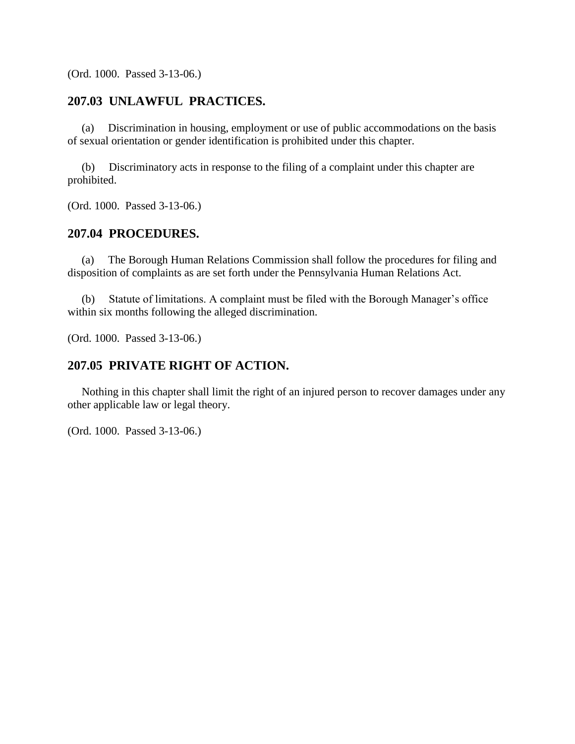(Ord. 1000. Passed 3-13-06.)

## 207.03 UNLAWFUL PRACTICES.

(a) Discrimination in housing, employment or use of public accommodations on the basis of sexual orientation or gender identification is prohibited under this chapter.

(b) Discriminatory acts in response to the filing of a complaint under this chapter are prohibited.

(Ord. 1000. Passed 3-13-06.)

## 207.04 PROCEDURES.

(a) The Borough Human Relations Commission shall follow the procedures for filing and disposition of complaints as are set forth under the Pennsylvania Human Relations Act.

(b) Statute of limitations. A complaint must be filed with the Borough Manager's office within six months following the alleged discrimination.

(Ord. 1000. Passed 3-13-06.)

## 207.05 PRIVATE RIGHT OF ACTION.

Nothing in this chapter shall limit the right of an injured person to recover damages under any other applicable law or legal theory.

(Ord. 1000. Passed 3-13-06.)